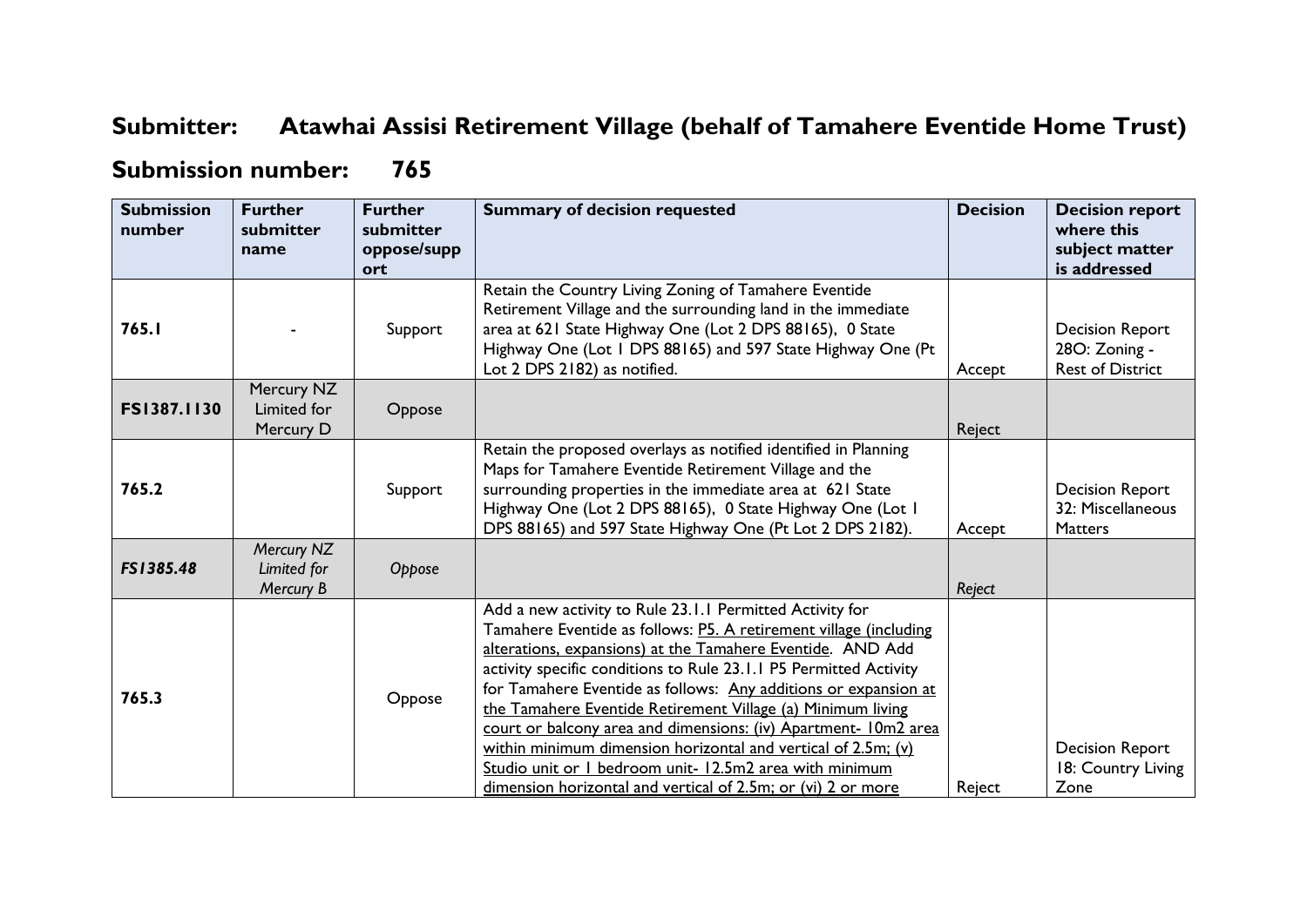## Submitter: Atawhai Assisi Retirement Village (behalf of Tamahere Eventide Home Trust)

## Submission number: 765

| Submission number | Further submitter name | Further submitter oppose/support | Summary of decision requested | Decision | Decision report where this subject matter is addressed |
|---|---|---|---|---|---|
| **765.1** | - | Support | Retain the Country Living Zoning of Tamahere Eventide Retirement Village and the surrounding land in the immediate area at 621 State Highway One (Lot 2 DPS 88165), 0 State Highway One (Lot 1 DPS 88165) and 597 State Highway One (Pt Lot 2 DPS 2182) as notified. | Accept | Decision Report 28O: Zoning - Rest of District |
| **FS1387.1130** | Mercury NZ Limited for Mercury D | Oppose | | Reject | |
| **765.2** | | Support | Retain the proposed overlays as notified identified in Planning Maps for Tamahere Eventide Retirement Village and the surrounding properties in the immediate area at 621 State Highway One (Lot 2 DPS 88165), 0 State Highway One (Lot 1 DPS 88165) and 597 State Highway One (Pt Lot 2 DPS 2182). | Accept | Decision Report 32: Miscellaneous Matters |
| ***FS1385.48*** | *Mercury NZ Limited for Mercury B* | *Oppose* | | *Reject* | |
| **765.3** | | Oppose | Add a new activity to Rule 23.1.1 Permitted Activity for Tamahere Eventide as follows: <u>P5. A retirement village (including alterations, expansions) at the Tamahere Eventide</u>. AND Add activity specific conditions to Rule 23.1.1 P5 Permitted Activity for Tamahere Eventide as follows: <u>Any additions or expansion at the Tamahere Eventide Retirement Village (a) Minimum living court or balcony area and dimensions: (iv) Apartment- 10m2 area within minimum dimension horizontal and vertical of 2.5m; (v) Studio unit or 1 bedroom unit- 12.5m2 area with minimum dimension horizontal and vertical of 2.5m; or (vi) 2 or more</u> | Reject | Decision Report 18: Country Living Zone |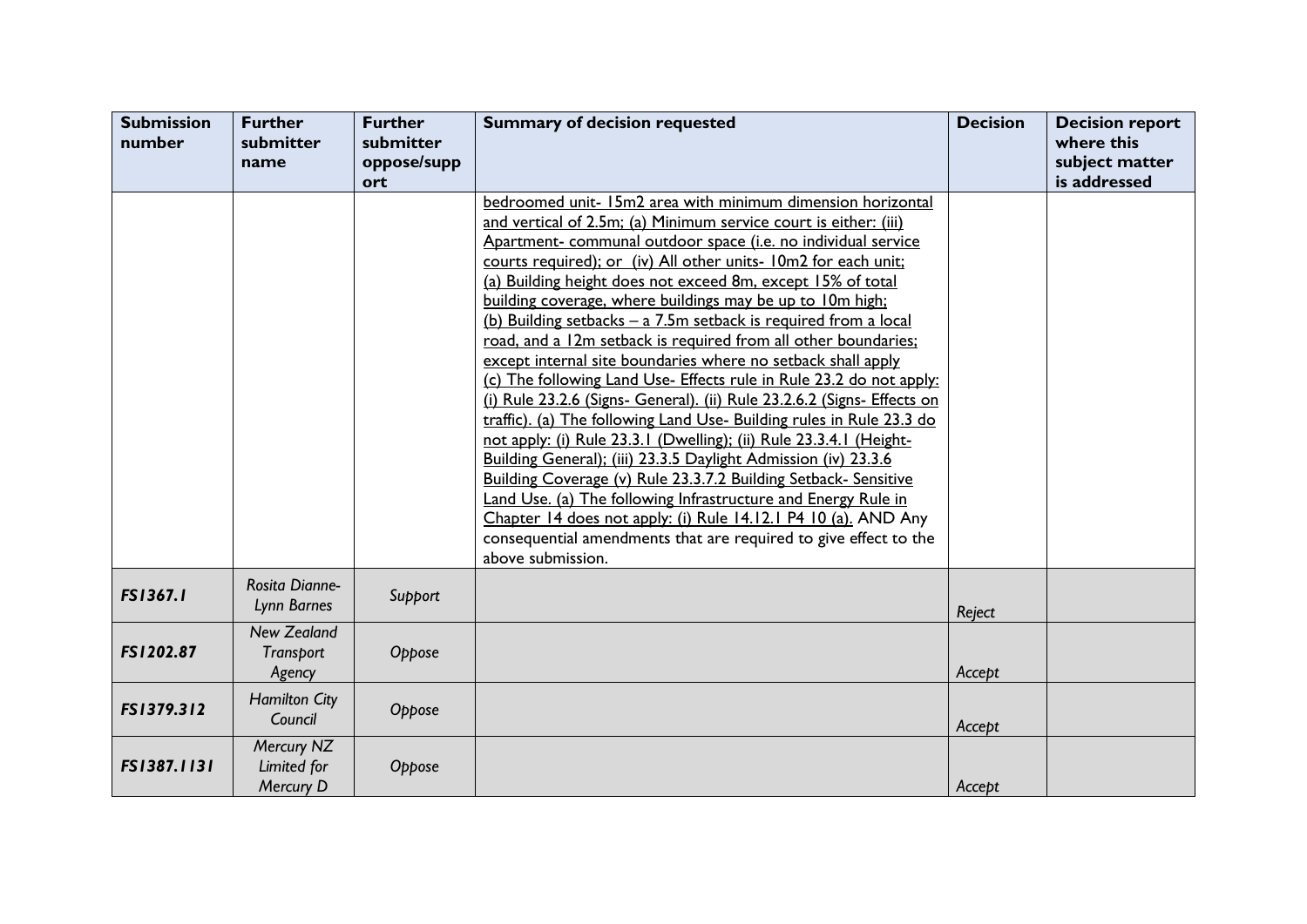| Submission number | Further submitter name | Further submitter oppose/support | Summary of decision requested | Decision | Decision report where this subject matter is addressed |
|---|---|---|---|---|---|
| | | | bedroomed unit- 15m2 area with minimum dimension horizontal and vertical of 2.5m; (a) Minimum service court is either: (iii) Apartment- communal outdoor space (i.e. no individual service courts required); or (iv) All other units- 10m2 for each unit; (a) Building height does not exceed 8m, except 15% of total building coverage, where buildings may be up to 10m high; (b) Building setbacks – a 7.5m setback is required from a local road, and a 12m setback is required from all other boundaries; except internal site boundaries where no setback shall apply (c) The following Land Use- Effects rule in Rule 23.2 do not apply: (i) Rule 23.2.6 (Signs- General). (ii) Rule 23.2.6.2 (Signs- Effects on traffic). (a) The following Land Use- Building rules in Rule 23.3 do not apply: (i) Rule 23.3.1 (Dwelling); (ii) Rule 23.3.4.1 (Height- Building General); (iii) 23.3.5 Daylight Admission (iv) 23.3.6 Building Coverage (v) Rule 23.3.7.2 Building Setback- Sensitive Land Use. (a) The following Infrastructure and Energy Rule in Chapter 14 does not apply: (i) Rule 14.12.1 P4 10 (a). AND Any consequential amendments that are required to give effect to the above submission. | | |
| ***FS1367.1*** | *Rosita Dianne-Lynn Barnes* | *Support* | | *Reject* | |
| ***FS1202.87*** | *New Zealand Transport Agency* | *Oppose* | | *Accept* | |
| ***FS1379.312*** | *Hamilton City Council* | *Oppose* | | *Accept* | |
| ***FS1387.1131*** | *Mercury NZ Limited for Mercury D* | *Oppose* | | *Accept* | |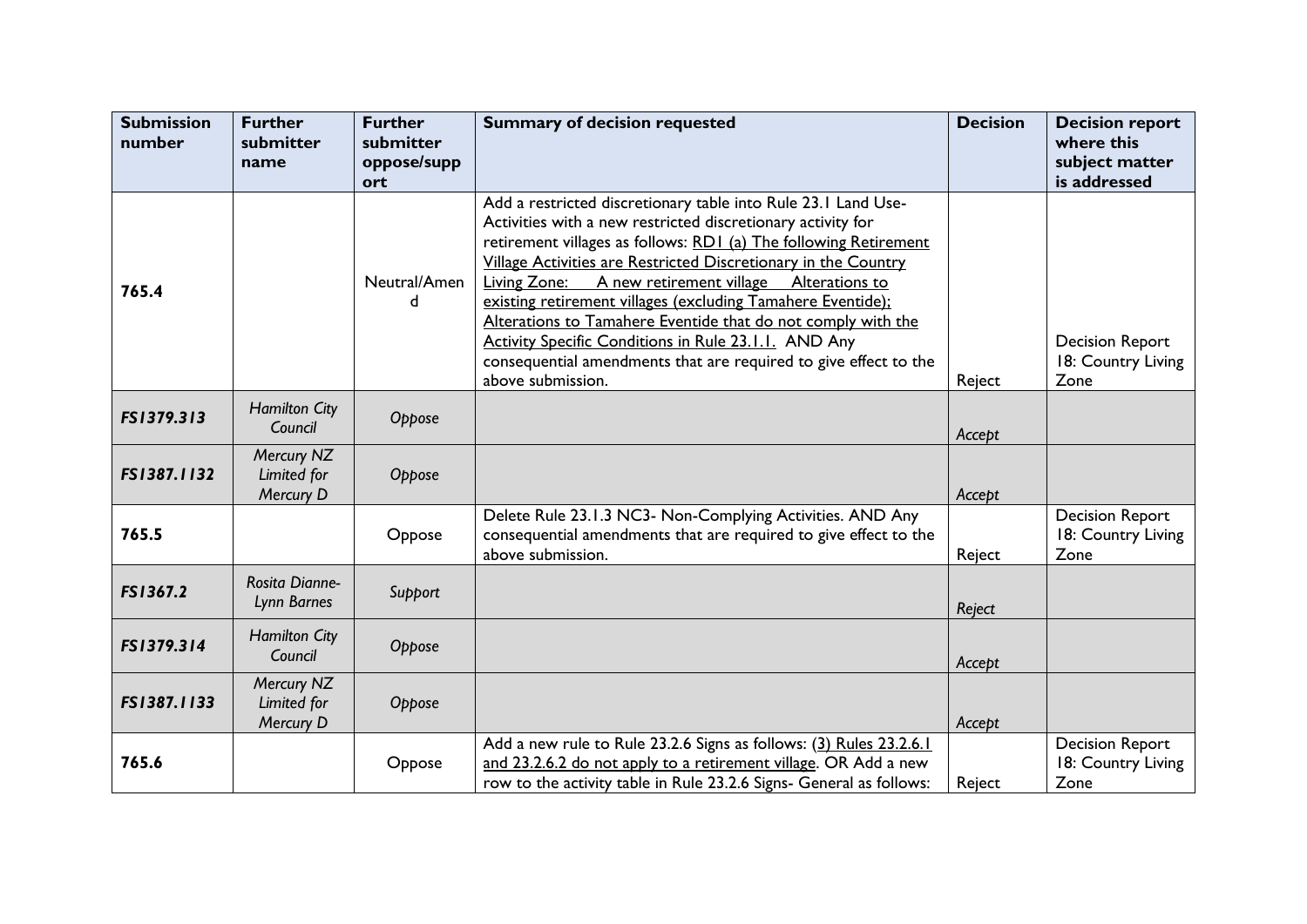| Submission number | Further submitter name | Further submitter oppose/support | Summary of decision requested | Decision | Decision report where this subject matter is addressed |
|---|---|---|---|---|---|
| **765.4** | | Neutral/Amend | Add a restricted discretionary table into Rule 23.1 Land Use-Activities with a new restricted discretionary activity for retirement villages as follows: <u>RD1 (a) The following Retirement Village Activities are Restricted Discretionary in the Country Living Zone: A new retirement village Alterations to existing retirement villages (excluding Tamahere Eventide); Alterations to Tamahere Eventide that do not comply with the Activity Specific Conditions in Rule 23.1.1.</u> AND Any consequential amendments that are required to give effect to the above submission. | Reject | Decision Report 18: Country Living Zone |
| ***FS1379.313*** | *Hamilton City Council* | *Oppose* | | *Accept* | |
| ***FS1387.1132*** | *Mercury NZ Limited for Mercury D* | *Oppose* | | *Accept* | |
| **765.5** | | Oppose | Delete Rule 23.1.3 NC3- Non-Complying Activities. AND Any consequential amendments that are required to give effect to the above submission. | Reject | Decision Report 18: Country Living Zone |
| ***FS1367.2*** | *Rosita Dianne-Lynn Barnes* | *Support* | | *Reject* | |
| ***FS1379.314*** | *Hamilton City Council* | *Oppose* | | *Accept* | |
| ***FS1387.1133*** | *Mercury NZ Limited for Mercury D* | *Oppose* | | *Accept* | |
| **765.6** | | Oppose | Add a new rule to Rule 23.2.6 Signs as follows: <u>(3) Rules 23.2.6.1 and 23.2.6.2 do not apply to a retirement village</u>. OR Add a new row to the activity table in Rule 23.2.6 Signs- General as follows: | Reject | Decision Report 18: Country Living Zone |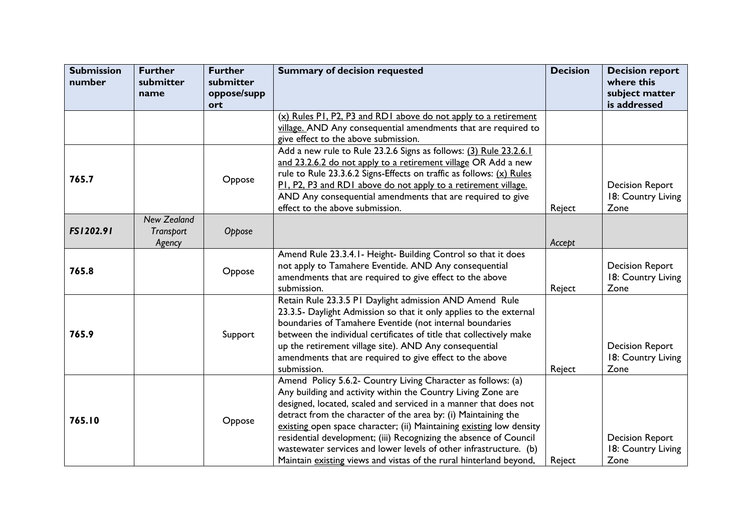| Submission number | Further submitter name | Further submitter oppose/support | Summary of decision requested | Decision | Decision report where this subject matter is addressed |
|---|---|---|---|---|---|
| | | | (x) Rules P1, P2, P3 and RD1 above do not apply to a retirement village. AND Any consequential amendments that are required to give effect to the above submission. | | |
| **765.7** | | Oppose | Add a new rule to Rule 23.2.6 Signs as follows: (3) Rule 23.2.6.1 and 23.2.6.2 do not apply to a retirement village OR Add a new rule to Rule 23.3.6.2 Signs-Effects on traffic as follows: (x) Rules P1, P2, P3 and RD1 above do not apply to a retirement village. AND Any consequential amendments that are required to give effect to the above submission. | Reject | Decision Report 18: Country Living Zone |
| ***FS1202.91*** | *New Zealand Transport Agency* | *Oppose* | | *Accept* | |
| **765.8** | | Oppose | Amend Rule 23.3.4.1- Height- Building Control so that it does not apply to Tamahere Eventide. AND Any consequential amendments that are required to give effect to the above submission. | Reject | Decision Report 18: Country Living Zone |
| **765.9** | | Support | Retain Rule 23.3.5 P1 Daylight admission AND Amend Rule 23.3.5- Daylight Admission so that it only applies to the external boundaries of Tamahere Eventide (not internal boundaries between the individual certificates of title that collectively make up the retirement village site). AND Any consequential amendments that are required to give effect to the above submission. | Reject | Decision Report 18: Country Living Zone |
| **765.10** | | Oppose | Amend Policy 5.6.2- Country Living Character as follows: (a) Any building and activity within the Country Living Zone are designed, located, scaled and serviced in a manner that does not detract from the character of the area by: (i) Maintaining the existing open space character; (ii) Maintaining existing low density residential development; (iii) Recognizing the absence of Council wastewater services and lower levels of other infrastructure. (b) Maintain existing views and vistas of the rural hinterland beyond, | Reject | Decision Report 18: Country Living Zone |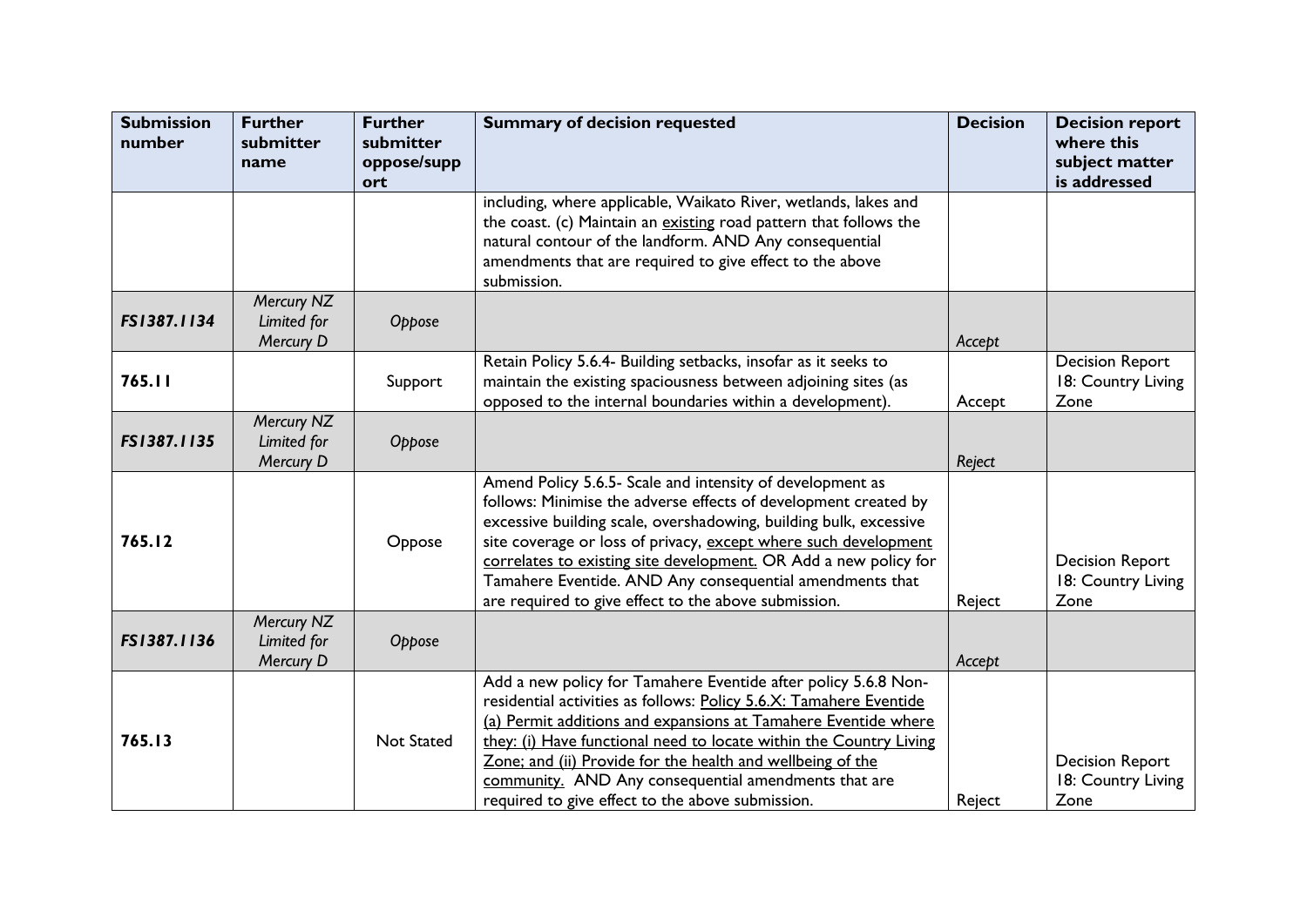| Submission number | Further submitter name | Further submitter oppose/support | Summary of decision requested | Decision | Decision report where this subject matter is addressed |
|---|---|---|---|---|---|
| | | | including, where applicable, Waikato River, wetlands, lakes and the coast. (c) Maintain an existing road pattern that follows the natural contour of the landform. AND Any consequential amendments that are required to give effect to the above submission. | | |
| ***FS1387.1134*** | *Mercury NZ Limited for Mercury D* | *Oppose* | | *Accept* | |
| **765.11** | | Support | Retain Policy 5.6.4- Building setbacks, insofar as it seeks to maintain the existing spaciousness between adjoining sites (as opposed to the internal boundaries within a development). | Accept | Decision Report 18: Country Living Zone |
| ***FS1387.1135*** | *Mercury NZ Limited for Mercury D* | *Oppose* | | *Reject* | |
| **765.12** | | Oppose | Amend Policy 5.6.5- Scale and intensity of development as follows: Minimise the adverse effects of development created by excessive building scale, overshadowing, building bulk, excessive site coverage or loss of privacy, except where such development correlates to existing site development. OR Add a new policy for Tamahere Eventide. AND Any consequential amendments that are required to give effect to the above submission. | Reject | Decision Report 18: Country Living Zone |
| ***FS1387.1136*** | *Mercury NZ Limited for Mercury D* | *Oppose* | | *Accept* | |
| **765.13** | | Not Stated | Add a new policy for Tamahere Eventide after policy 5.6.8 Non-residential activities as follows: Policy 5.6.X: Tamahere Eventide (a) Permit additions and expansions at Tamahere Eventide where they: (i) Have functional need to locate within the Country Living Zone; and (ii) Provide for the health and wellbeing of the community. AND Any consequential amendments that are required to give effect to the above submission. | Reject | Decision Report 18: Country Living Zone |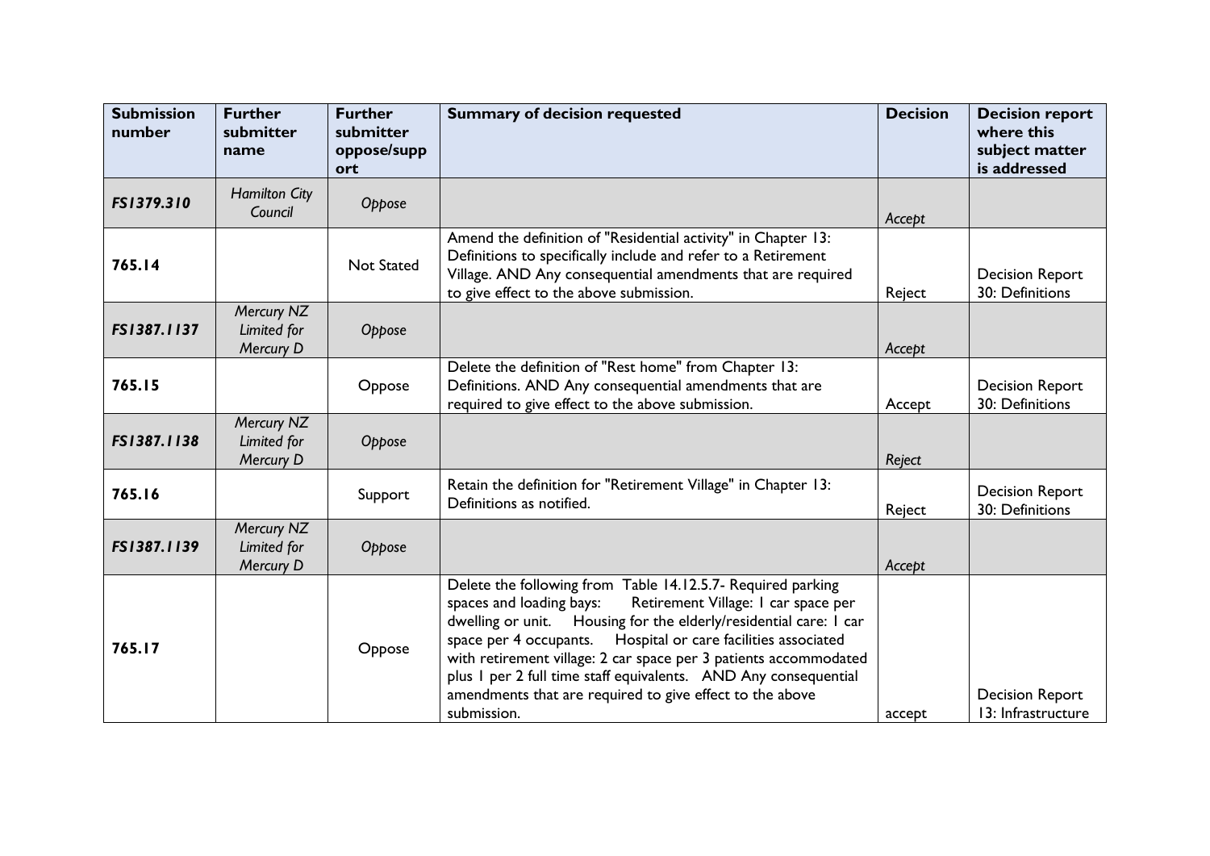| Submission number | Further submitter name | Further submitter oppose/support | Summary of decision requested | Decision | Decision report where this subject matter is addressed |
|---|---|---|---|---|---|
| *FS1379.310* | *Hamilton City Council* | *Oppose* | | *Accept* | |
| **765.14** | | Not Stated | Amend the definition of "Residential activity" in Chapter 13: Definitions to specifically include and refer to a Retirement Village. AND Any consequential amendments that are required to give effect to the above submission. | Reject | Decision Report 30: Definitions |
| *FS1387.1137* | *Mercury NZ Limited for Mercury D* | *Oppose* | | *Accept* | |
| **765.15** | | Oppose | Delete the definition of "Rest home" from Chapter 13: Definitions. AND Any consequential amendments that are required to give effect to the above submission. | Accept | Decision Report 30: Definitions |
| *FS1387.1138* | *Mercury NZ Limited for Mercury D* | *Oppose* | | *Reject* | |
| **765.16** | | Support | Retain the definition for "Retirement Village" in Chapter 13: Definitions as notified. | Reject | Decision Report 30: Definitions |
| *FS1387.1139* | *Mercury NZ Limited for Mercury D* | *Oppose* | | *Accept* | |
| **765.17** | | Oppose | Delete the following from Table 14.12.5.7- Required parking spaces and loading bays: Retirement Village: 1 car space per dwelling or unit. Housing for the elderly/residential care: 1 car space per 4 occupants. Hospital or care facilities associated with retirement village: 2 car space per 3 patients accommodated plus 1 per 2 full time staff equivalents. AND Any consequential amendments that are required to give effect to the above submission. | accept | Decision Report 13: Infrastructure |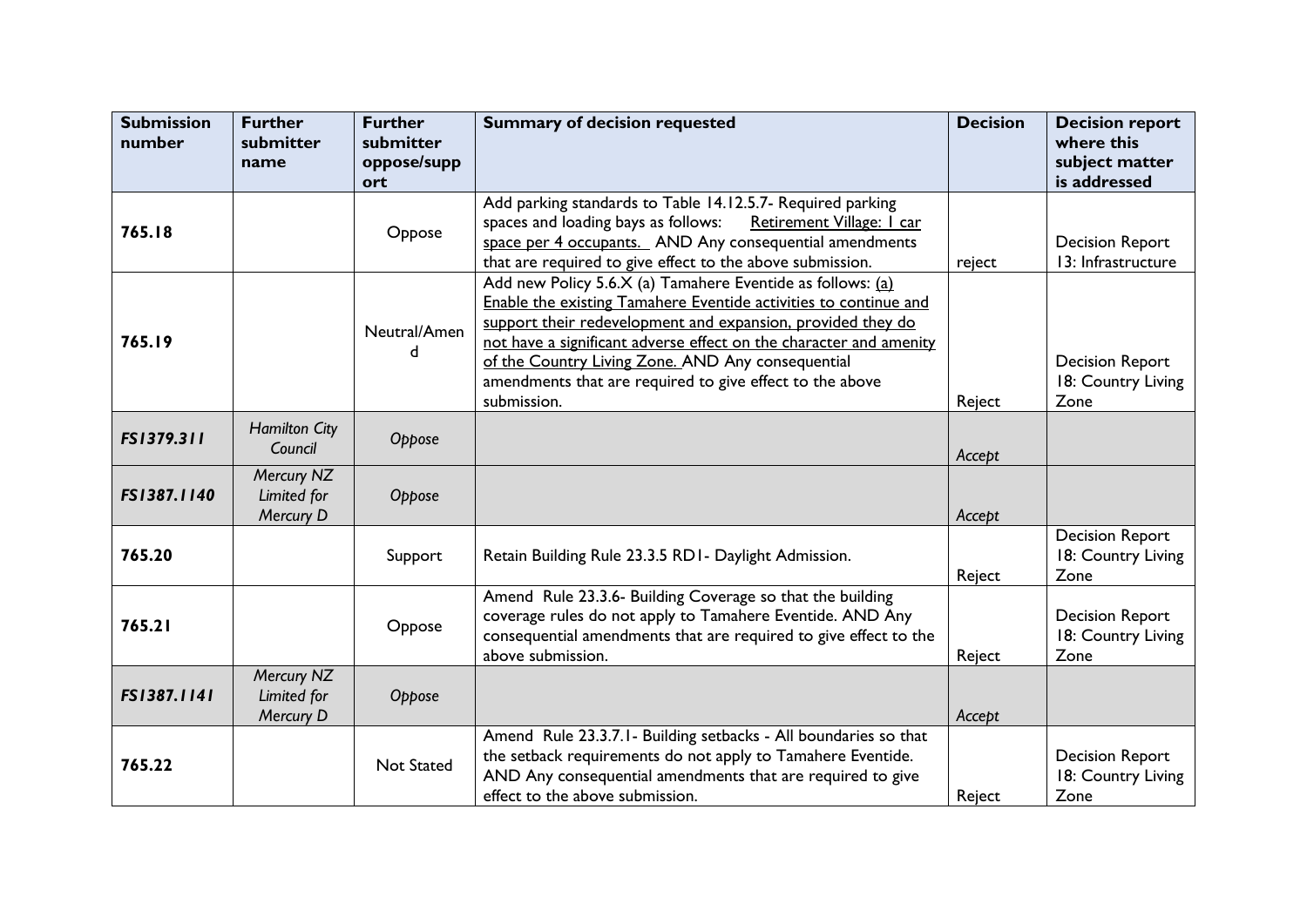| Submission number | Further submitter name | Further submitter oppose/support | Summary of decision requested | Decision | Decision report where this subject matter is addressed |
|---|---|---|---|---|---|
| **765.18** | | Oppose | Add parking standards to Table 14.12.5.7- Required parking spaces and loading bays as follows: <u>Retirement Village: 1 car space per 4 occupants.</u> AND Any consequential amendments that are required to give effect to the above submission. | reject | Decision Report 13: Infrastructure |
| **765.19** | | Neutral/Amend | Add new Policy 5.6.X (a) Tamahere Eventide as follows: <u>(a) Enable the existing Tamahere Eventide activities to continue and support their redevelopment and expansion, provided they do not have a significant adverse effect on the character and amenity of the Country Living Zone.</u> AND Any consequential amendments that are required to give effect to the above submission. | Reject | Decision Report 18: Country Living Zone |
| ***FS1379.311*** | *Hamilton City Council* | *Oppose* | | *Accept* | |
| ***FS1387.1140*** | *Mercury NZ Limited for Mercury D* | *Oppose* | | *Accept* | |
| **765.20** | | Support | Retain Building Rule 23.3.5 RD1- Daylight Admission. | Reject | Decision Report 18: Country Living Zone |
| **765.21** | | Oppose | Amend Rule 23.3.6- Building Coverage so that the building coverage rules do not apply to Tamahere Eventide. AND Any consequential amendments that are required to give effect to the above submission. | Reject | Decision Report 18: Country Living Zone |
| ***FS1387.1141*** | *Mercury NZ Limited for Mercury D* | *Oppose* | | *Accept* | |
| **765.22** | | Not Stated | Amend Rule 23.3.7.1- Building setbacks - All boundaries so that the setback requirements do not apply to Tamahere Eventide. AND Any consequential amendments that are required to give effect to the above submission. | Reject | Decision Report 18: Country Living Zone |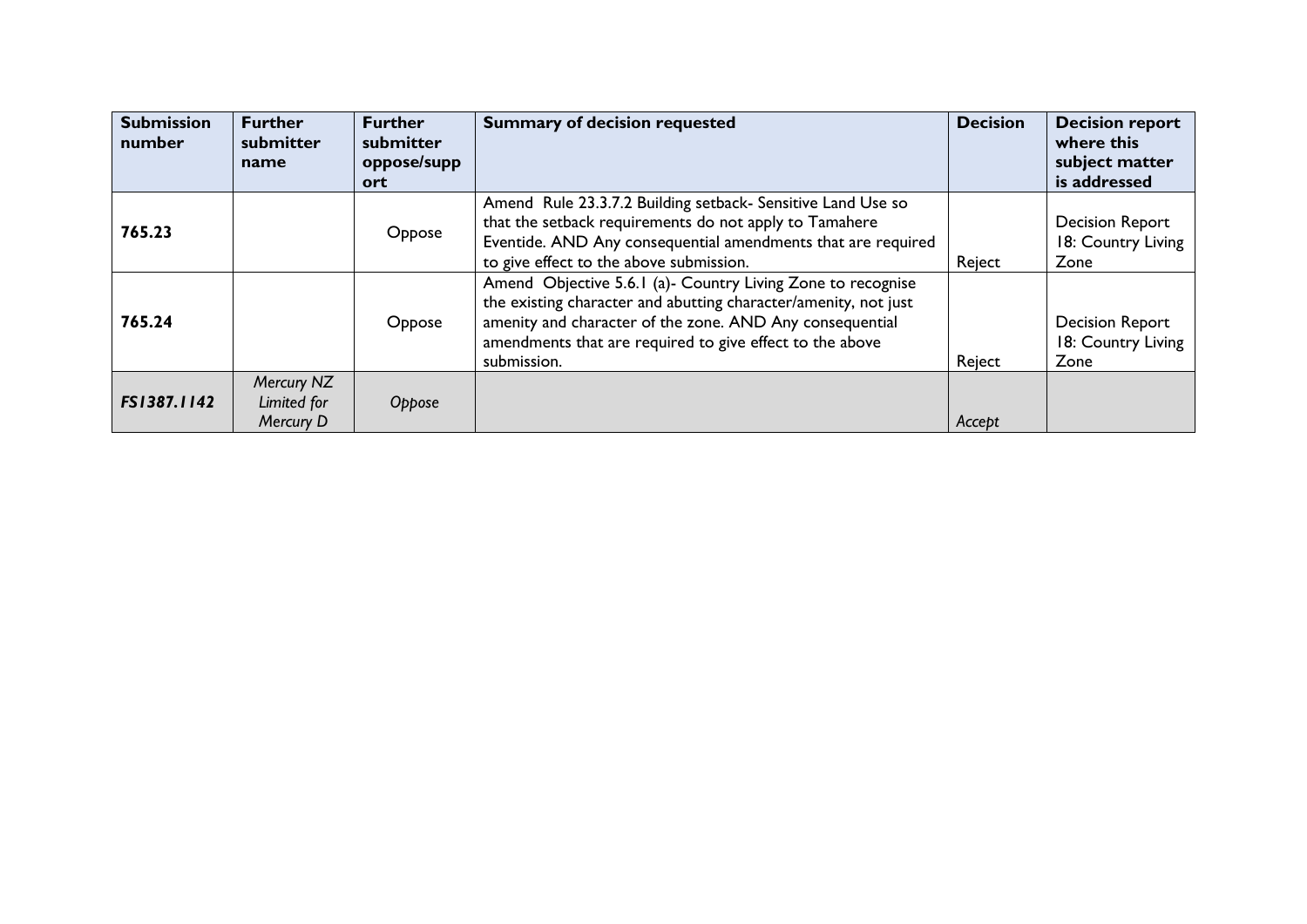| Submission number | Further submitter name | Further submitter oppose/support | Summary of decision requested | Decision | Decision report where this subject matter is addressed |
|---|---|---|---|---|---|
| **765.23** | | Oppose | Amend Rule 23.3.7.2 Building setback- Sensitive Land Use so that the setback requirements do not apply to Tamahere Eventide. AND Any consequential amendments that are required to give effect to the above submission. | Reject | Decision Report 18: Country Living Zone |
| **765.24** | | Oppose | Amend Objective 5.6.1 (a)- Country Living Zone to recognise the existing character and abutting character/amenity, not just amenity and character of the zone. AND Any consequential amendments that are required to give effect to the above submission. | Reject | Decision Report 18: Country Living Zone |
| ***FS1387.1142*** | *Mercury NZ Limited for Mercury D* | *Oppose* | | *Accept* | |